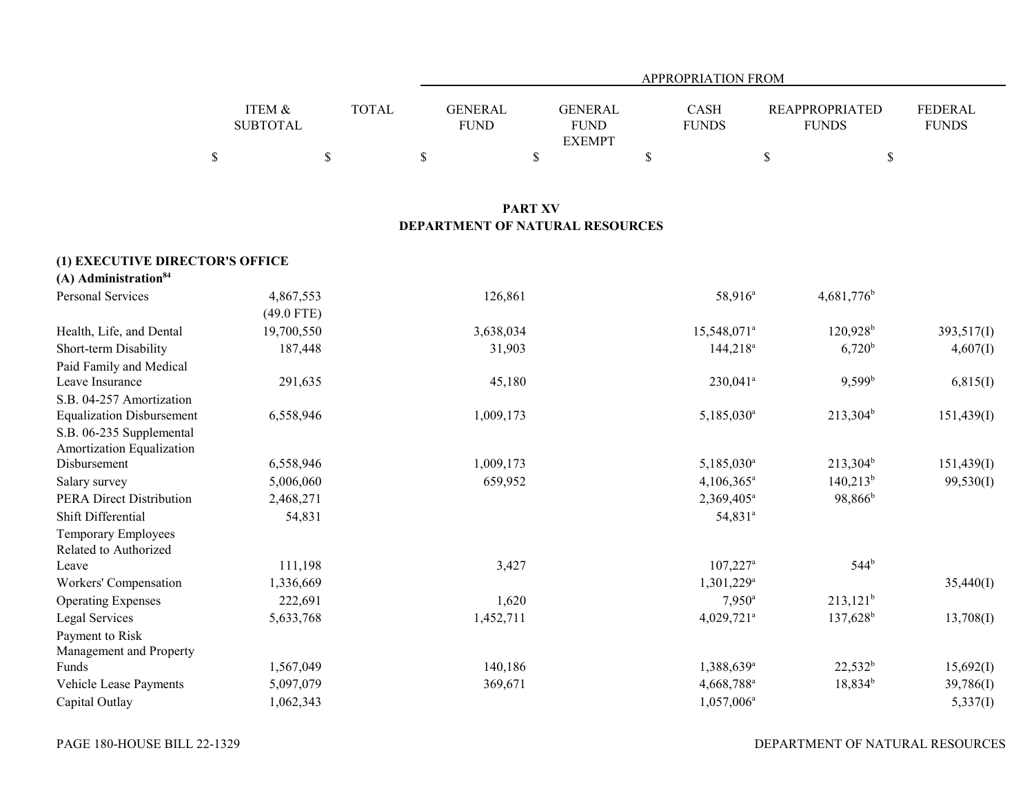| | ITEM & SUBTOTAL | TOTAL | APPROPRIATION FROM GENERAL FUND | GENERAL FUND EXEMPT | CASH FUNDS | REAPPROPRIATED FUNDS | FEDERAL FUNDS |
|---|---|---|---|---|---|---|---|
| | $ | $ | $ | $ | $ | $ | $ |

## PART XV
## DEPARTMENT OF NATURAL RESOURCES

### (1) EXECUTIVE DIRECTOR'S OFFICE
### (A) Administration[84]

| | ITEM & SUBTOTAL | TOTAL | GENERAL FUND | GENERAL FUND EXEMPT | CASH FUNDS | REAPPROPRIATED FUNDS | FEDERAL FUNDS |
|---|---|---|---|---|---|---|---|
| Personal Services | 4,867,553 (49.0 FTE) | | 126,861 | | 58,916[a] | 4,681,776[b] | |
| Health, Life, and Dental | 19,700,550 | | 3,638,034 | | 15,548,071[a] | 120,928[b] | 393,517(I) |
| Short-term Disability | 187,448 | | 31,903 | | 144,218[a] | 6,720[b] | 4,607(I) |
| Paid Family and Medical Leave Insurance | 291,635 | | 45,180 | | 230,041[a] | 9,599[b] | 6,815(I) |
| S.B. 04-257 Amortization Equalization Disbursement | 6,558,946 | | 1,009,173 | | 5,185,030[a] | 213,304[b] | 151,439(I) |
| S.B. 06-235 Supplemental Amortization Equalization Disbursement | 6,558,946 | | 1,009,173 | | 5,185,030[a] | 213,304[b] | 151,439(I) |
| Salary survey | 5,006,060 | | 659,952 | | 4,106,365[a] | 140,213[b] | 99,530(I) |
| PERA Direct Distribution | 2,468,271 | | | | 2,369,405[a] | 98,866[b] | |
| Shift Differential | 54,831 | | | | 54,831[a] | | |
| Temporary Employees Related to Authorized Leave | 111,198 | | 3,427 | | 107,227[a] | 544[b] | |
| Workers' Compensation | 1,336,669 | | | | 1,301,229[a] | | 35,440(I) |
| Operating Expenses | 222,691 | | 1,620 | | 7,950[a] | 213,121[b] | |
| Legal Services | 5,633,768 | | 1,452,711 | | 4,029,721[a] | 137,628[b] | 13,708(I) |
| Payment to Risk Management and Property Funds | 1,567,049 | | 140,186 | | 1,388,639[a] | 22,532[b] | 15,692(I) |
| Vehicle Lease Payments | 5,097,079 | | 369,671 | | 4,668,788[a] | 18,834[b] | 39,786(I) |
| Capital Outlay | 1,062,343 | | | | 1,057,006[a] | | 5,337(I) |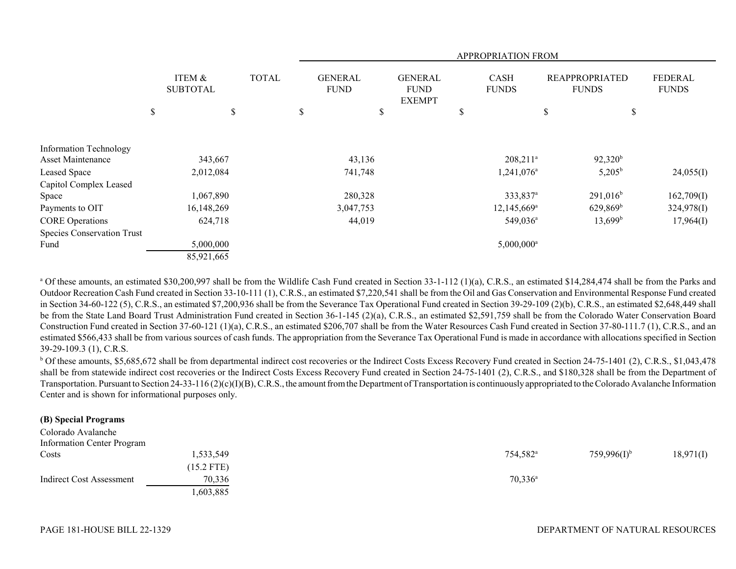| | ITEM & SUBTOTAL | TOTAL | APPROPRIATION FROM | | | | |
|---|---|---|---|---|---|---|---|
| | | | GENERAL FUND | GENERAL FUND EXEMPT | CASH FUNDS | REAPPROPRIATED FUNDS | FEDERAL FUNDS |
| | $ | $ | $ | $ | $ | $ | $ |
| Information Technology Asset Maintenance | 343,667 | | 43,136 | | 208,211[a] | 92,320[b] | |
| Leased Space | 2,012,084 | | 741,748 | | 1,241,076[a] | 5,205[b] | 24,055(I) |
| Capitol Complex Leased Space | 1,067,890 | | 280,328 | | 333,837[a] | 291,016[b] | 162,709(I) |
| Payments to OIT | 16,148,269 | | 3,047,753 | | 12,145,669[a] | 629,869[b] | 324,978(I) |
| CORE Operations | 624,718 | | 44,019 | | 549,036[a] | 13,699[b] | 17,964(I) |
| Species Conservation Trust Fund | 5,000,000 | | | | 5,000,000[a] | | |
| | 85,921,665 | | | | | | |

[a] Of these amounts, an estimated $30,200,997 shall be from the Wildlife Cash Fund created in Section 33-1-112 (1)(a), C.R.S., an estimated $14,284,474 shall be from the Parks and Outdoor Recreation Cash Fund created in Section 33-10-111 (1), C.R.S., an estimated $7,220,541 shall be from the Oil and Gas Conservation and Environmental Response Fund created in Section 34-60-122 (5), C.R.S., an estimated $7,200,936 shall be from the Severance Tax Operational Fund created in Section 39-29-109 (2)(b), C.R.S., an estimated $2,648,449 shall be from the State Land Board Trust Administration Fund created in Section 36-1-145 (2)(a), C.R.S., an estimated $2,591,759 shall be from the Colorado Water Conservation Board Construction Fund created in Section 37-60-121 (1)(a), C.R.S., an estimated $206,707 shall be from the Water Resources Cash Fund created in Section 37-80-111.7 (1), C.R.S., and an estimated $566,433 shall be from various sources of cash funds. The appropriation from the Severance Tax Operational Fund is made in accordance with allocations specified in Section 39-29-109.3 (1), C.R.S.

[b] Of these amounts, $5,685,672 shall be from departmental indirect cost recoveries or the Indirect Costs Excess Recovery Fund created in Section 24-75-1401 (2), C.R.S., $1,043,478 shall be from statewide indirect cost recoveries or the Indirect Costs Excess Recovery Fund created in Section 24-75-1401 (2), C.R.S., and $180,328 shall be from the Department of Transportation. Pursuant to Section 24-33-116 (2)(c)(I)(B), C.R.S., the amount from the Department of Transportation is continuously appropriated to the Colorado Avalanche Information Center and is shown for informational purposes only.

**(B) Special Programs**

| | ITEM & SUBTOTAL | TOTAL | GENERAL FUND | GENERAL FUND EXEMPT | CASH FUNDS | REAPPROPRIATED FUNDS | FEDERAL FUNDS |
|---|---|---|---|---|---|---|---|
| Colorado Avalanche Information Center Program Costs | 1,533,549 (15.2 FTE) | | | | 754,582[a] | 759,996(I)[b] | 18,971(I) |
| Indirect Cost Assessment | 70,336 | | | | 70,336[a] | | |
| | 1,603,885 | | | | | | |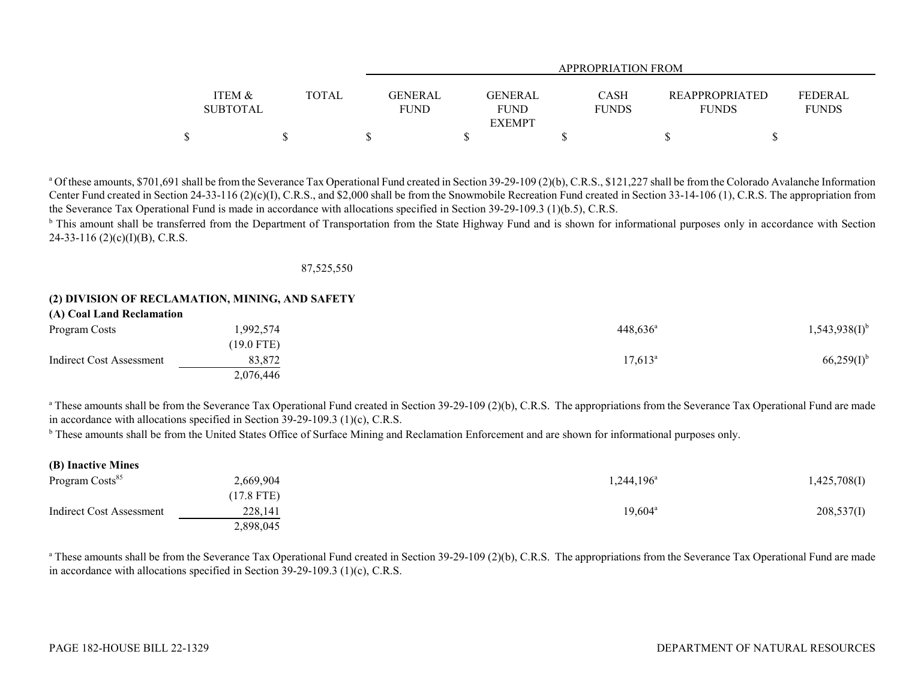| | ITEM & SUBTOTAL | TOTAL | GENERAL FUND | GENERAL FUND EXEMPT | CASH FUNDS | REAPPROPRIATED FUNDS | FEDERAL FUNDS |
|---|---|---|---|---|---|---|---|
| | | | APPROPRIATION FROM | | | | |
| | $ | $ | $ | $ | $ | $ | $ |

[a] Of these amounts, $701,691 shall be from the Severance Tax Operational Fund created in Section 39-29-109 (2)(b), C.R.S., $121,227 shall be from the Colorado Avalanche Information Center Fund created in Section 24-33-116 (2)(c)(I), C.R.S., and $2,000 shall be from the Snowmobile Recreation Fund created in Section 33-14-106 (1), C.R.S. The appropriation from the Severance Tax Operational Fund is made in accordance with allocations specified in Section 39-29-109.3 (1)(b.5), C.R.S.

[b] This amount shall be transferred from the Department of Transportation from the State Highway Fund and is shown for informational purposes only in accordance with Section 24-33-116 (2)(c)(I)(B), C.R.S.

| | ITEM & SUBTOTAL | TOTAL | GENERAL FUND | GENERAL FUND EXEMPT | CASH FUNDS | REAPPROPRIATED FUNDS | FEDERAL FUNDS |
|---|---|---|---|---|---|---|---|
| | | 87,525,550 | | | | | |

**(2) DIVISION OF RECLAMATION, MINING, AND SAFETY**

**(A) Coal Land Reclamation**

| | ITEM & SUBTOTAL | TOTAL | GENERAL FUND | GENERAL FUND EXEMPT | CASH FUNDS | REAPPROPRIATED FUNDS | FEDERAL FUNDS |
|---|---|---|---|---|---|---|---|
| Program Costs | 1,992,574 | | | | 448,636[a] | | 1,543,938(I)[b] |
| | (19.0 FTE) | | | | | | |
| Indirect Cost Assessment | 83,872 | | | | 17,613[a] | | 66,259(I)[b] |
| | 2,076,446 | | | | | | |

[a] These amounts shall be from the Severance Tax Operational Fund created in Section 39-29-109 (2)(b), C.R.S. The appropriations from the Severance Tax Operational Fund are made in accordance with allocations specified in Section 39-29-109.3 (1)(c), C.R.S.

[b] These amounts shall be from the United States Office of Surface Mining and Reclamation Enforcement and are shown for informational purposes only.

**(B) Inactive Mines**

| | ITEM & SUBTOTAL | TOTAL | GENERAL FUND | GENERAL FUND EXEMPT | CASH FUNDS | REAPPROPRIATED FUNDS | FEDERAL FUNDS |
|---|---|---|---|---|---|---|---|
| Program Costs[85] | 2,669,904 | | | | 1,244,196[a] | | 1,425,708(I) |
| | (17.8 FTE) | | | | | | |
| Indirect Cost Assessment | 228,141 | | | | 19,604[a] | | 208,537(I) |
| | 2,898,045 | | | | | | |

[a] These amounts shall be from the Severance Tax Operational Fund created in Section 39-29-109 (2)(b), C.R.S. The appropriations from the Severance Tax Operational Fund are made in accordance with allocations specified in Section 39-29-109.3 (1)(c), C.R.S.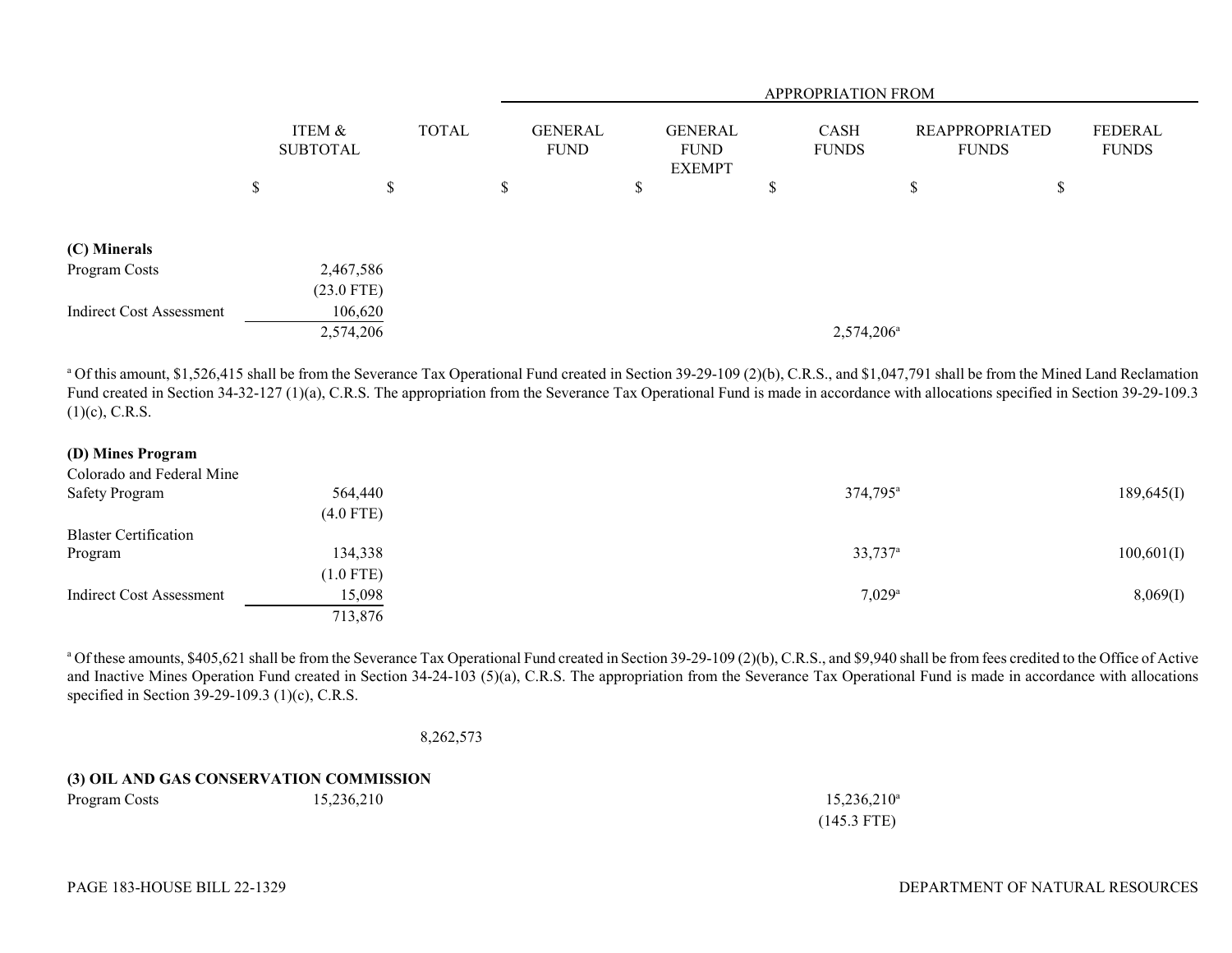| | ITEM & SUBTOTAL | TOTAL | GENERAL FUND | GENERAL FUND EXEMPT | CASH FUNDS | REAPPROPRIATED FUNDS | FEDERAL FUNDS |
|---|---|---|---|---|---|---|---|
| | | | APPROPRIATION FROM | | | | |
| | $ | $ | $ | $ | $ | $ | $ |
| **(C) Minerals** | | | | | | | |
| Program Costs | 2,467,586 | | | | | | |
| | (23.0 FTE) | | | | | | |
| Indirect Cost Assessment | 106,620 | | | | | | |
| | 2,574,206 | | | | 2,574,206[a] | | |

[a] Of this amount, $1,526,415 shall be from the Severance Tax Operational Fund created in Section 39-29-109 (2)(b), C.R.S., and $1,047,791 shall be from the Mined Land Reclamation Fund created in Section 34-32-127 (1)(a), C.R.S. The appropriation from the Severance Tax Operational Fund is made in accordance with allocations specified in Section 39-29-109.3 (1)(c), C.R.S.

| | ITEM & SUBTOTAL | TOTAL | GENERAL FUND | GENERAL FUND EXEMPT | CASH FUNDS | REAPPROPRIATED FUNDS | FEDERAL FUNDS |
|---|---|---|---|---|---|---|---|
| **(D) Mines Program** | | | | | | | |
| Colorado and Federal Mine Safety Program | 564,440 | | | | 374,795[a] | | 189,645(I) |
| | (4.0 FTE) | | | | | | |
| Blaster Certification Program | 134,338 | | | | 33,737[a] | | 100,601(I) |
| | (1.0 FTE) | | | | | | |
| Indirect Cost Assessment | 15,098 | | | | 7,029[a] | | 8,069(I) |
| | 713,876 | | | | | | |

[a] Of these amounts, $405,621 shall be from the Severance Tax Operational Fund created in Section 39-29-109 (2)(b), C.R.S., and $9,940 shall be from fees credited to the Office of Active and Inactive Mines Operation Fund created in Section 34-24-103 (5)(a), C.R.S. The appropriation from the Severance Tax Operational Fund is made in accordance with allocations specified in Section 39-29-109.3 (1)(c), C.R.S.

| | ITEM & SUBTOTAL | TOTAL | GENERAL FUND | GENERAL FUND EXEMPT | CASH FUNDS | REAPPROPRIATED FUNDS | FEDERAL FUNDS |
|---|---|---|---|---|---|---|---|
| | | 8,262,573 | | | | | |
| **(3) OIL AND GAS CONSERVATION COMMISSION** | | | | | | | |
| Program Costs | 15,236,210 | | | | 15,236,210[a] | | |
| | | | | | (145.3 FTE) | | |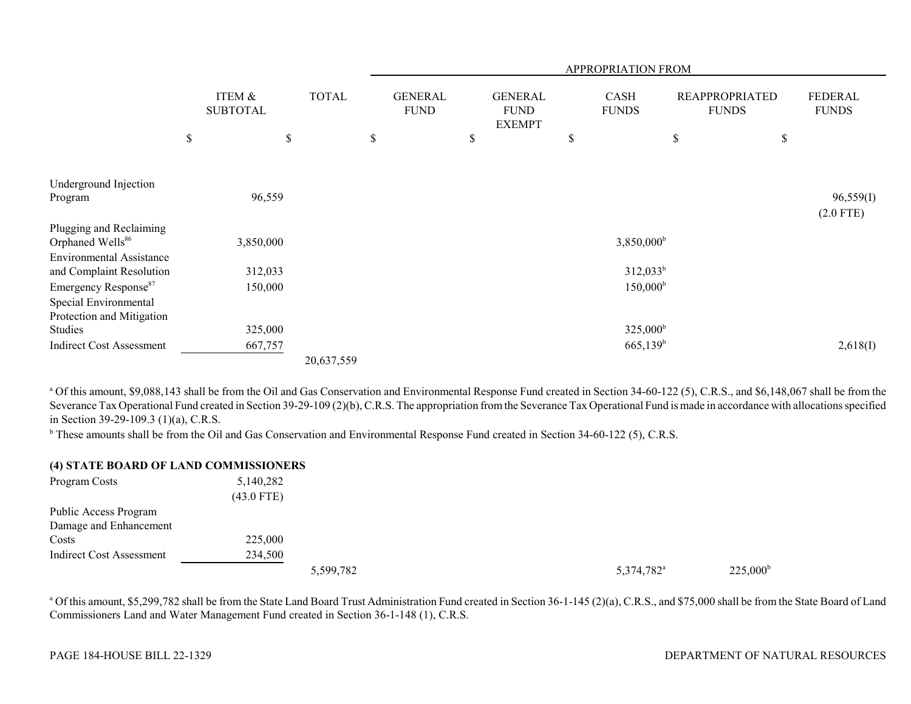| | ITEM & SUBTOTAL | TOTAL | APPROPRIATION FROM | | | | |
|---|---|---|---|---|---|---|---|
| | | | GENERAL FUND | GENERAL FUND EXEMPT | CASH FUNDS | REAPPROPRIATED FUNDS | FEDERAL FUNDS |
| | $ | $ | $ | $ | $ | $ | $ |
| Underground Injection Program | 96,559 | | | | | | 96,559(I) (2.0 FTE) |
| Plugging and Reclaiming Orphaned Wells[86] | 3,850,000 | | | | 3,850,000[b] | | |
| Environmental Assistance and Complaint Resolution | 312,033 | | | | 312,033[b] | | |
| Emergency Response[87] | 150,000 | | | | 150,000[b] | | |
| Special Environmental Protection and Mitigation Studies | 325,000 | | | | 325,000[b] | | |
| Indirect Cost Assessment | 667,757 | | | | 665,139[b] | | 2,618(I) |
| | | 20,637,559 | | | | | |

[a] Of this amount, $9,088,143 shall be from the Oil and Gas Conservation and Environmental Response Fund created in Section 34-60-122 (5), C.R.S., and $6,148,067 shall be from the Severance Tax Operational Fund created in Section 39-29-109 (2)(b), C.R.S. The appropriation from the Severance Tax Operational Fund is made in accordance with allocations specified in Section 39-29-109.3 (1)(a), C.R.S.

[b] These amounts shall be from the Oil and Gas Conservation and Environmental Response Fund created in Section 34-60-122 (5), C.R.S.

**(4) STATE BOARD OF LAND COMMISSIONERS**

| | ITEM & SUBTOTAL | TOTAL | GENERAL FUND | GENERAL FUND EXEMPT | CASH FUNDS | REAPPROPRIATED FUNDS | FEDERAL FUNDS |
|---|---|---|---|---|---|---|---|
| Program Costs | 5,140,282 (43.0 FTE) | | | | | | |
| Public Access Program Damage and Enhancement Costs | 225,000 | | | | | | |
| Indirect Cost Assessment | 234,500 | | | | | | |
| | | 5,599,782 | | | 5,374,782[a] | 225,000[b] | |

[a] Of this amount, $5,299,782 shall be from the State Land Board Trust Administration Fund created in Section 36-1-145 (2)(a), C.R.S., and $75,000 shall be from the State Board of Land Commissioners Land and Water Management Fund created in Section 36-1-148 (1), C.R.S.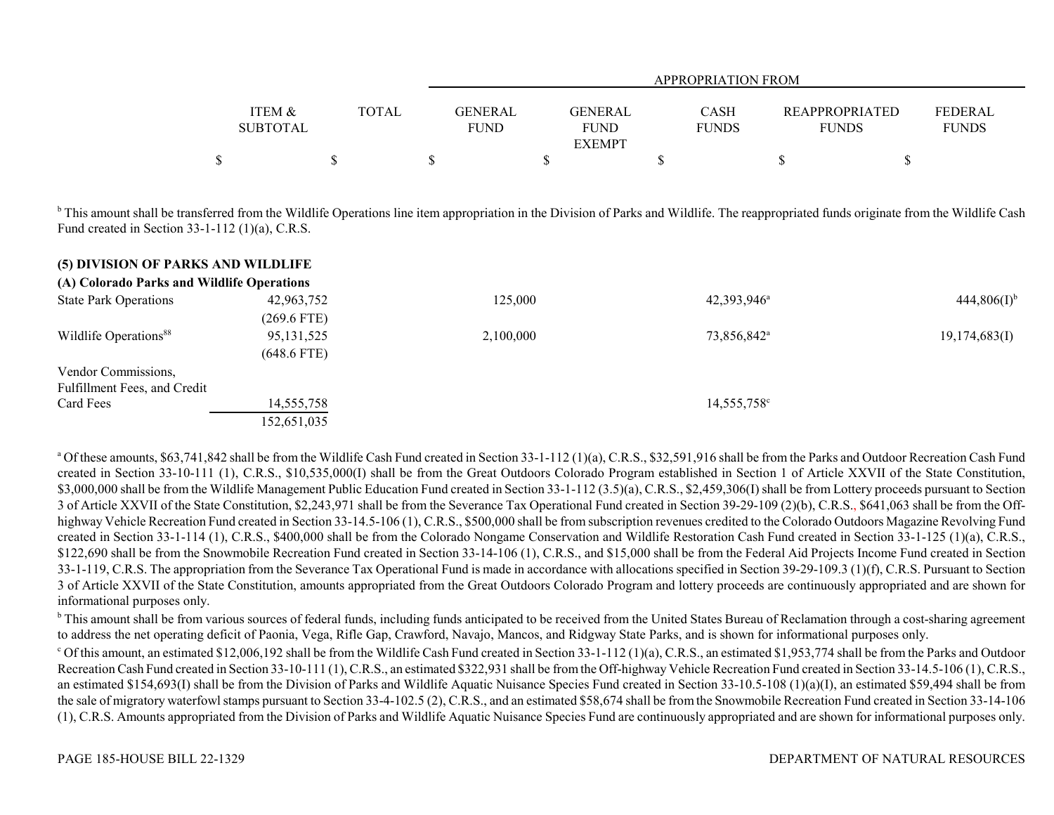| | ITEM & SUBTOTAL | TOTAL | APPROPRIATION FROM GENERAL FUND | GENERAL FUND EXEMPT | CASH FUNDS | REAPPROPRIATED FUNDS | FEDERAL FUNDS |
|---|---|---|---|---|---|---|---|
| | $ | $ | $ | $ | $ | $ | $ |

[b] This amount shall be transferred from the Wildlife Operations line item appropriation in the Division of Parks and Wildlife. The reappropriated funds originate from the Wildlife Cash Fund created in Section 33-1-112 (1)(a), C.R.S.

**(5) DIVISION OF PARKS AND WILDLIFE**

**(A) Colorado Parks and Wildlife Operations**

| | ITEM & SUBTOTAL | TOTAL | GENERAL FUND | GENERAL FUND EXEMPT | CASH FUNDS | REAPPROPRIATED FUNDS | FEDERAL FUNDS |
|---|---|---|---|---|---|---|---|
| State Park Operations | 42,963,752 (269.6 FTE) | | 125,000 | | 42,393,946[a] | | 444,806(I)[b] |
| Wildlife Operations[88] | 95,131,525 (648.6 FTE) | | 2,100,000 | | 73,856,842[a] | | 19,174,683(I) |
| Vendor Commissions, Fulfillment Fees, and Credit Card Fees | 14,555,758 | | | | 14,555,758[c] | | |
| | 152,651,035 | | | | | | |

[a] Of these amounts, $63,741,842 shall be from the Wildlife Cash Fund created in Section 33-1-112 (1)(a), C.R.S., $32,591,916 shall be from the Parks and Outdoor Recreation Cash Fund created in Section 33-10-111 (1), C.R.S., $10,535,000(I) shall be from the Great Outdoors Colorado Program established in Section 1 of Article XXVII of the State Constitution, $3,000,000 shall be from the Wildlife Management Public Education Fund created in Section 33-1-112 (3.5)(a), C.R.S., $2,459,306(I) shall be from Lottery proceeds pursuant to Section 3 of Article XXVII of the State Constitution, $2,243,971 shall be from the Severance Tax Operational Fund created in Section 39-29-109 (2)(b), C.R.S., $641,063 shall be from the Off-highway Vehicle Recreation Fund created in Section 33-14.5-106 (1), C.R.S., $500,000 shall be from subscription revenues credited to the Colorado Outdoors Magazine Revolving Fund created in Section 33-1-114 (1), C.R.S., $400,000 shall be from the Colorado Nongame Conservation and Wildlife Restoration Cash Fund created in Section 33-1-125 (1)(a), C.R.S., $122,690 shall be from the Snowmobile Recreation Fund created in Section 33-14-106 (1), C.R.S., and $15,000 shall be from the Federal Aid Projects Income Fund created in Section 33-1-119, C.R.S. The appropriation from the Severance Tax Operational Fund is made in accordance with allocations specified in Section 39-29-109.3 (1)(f), C.R.S. Pursuant to Section 3 of Article XXVII of the State Constitution, amounts appropriated from the Great Outdoors Colorado Program and lottery proceeds are continuously appropriated and are shown for informational purposes only.

[b] This amount shall be from various sources of federal funds, including funds anticipated to be received from the United States Bureau of Reclamation through a cost-sharing agreement to address the net operating deficit of Paonia, Vega, Rifle Gap, Crawford, Navajo, Mancos, and Ridgway State Parks, and is shown for informational purposes only.

[c] Of this amount, an estimated $12,006,192 shall be from the Wildlife Cash Fund created in Section 33-1-112 (1)(a), C.R.S., an estimated $1,953,774 shall be from the Parks and Outdoor Recreation Cash Fund created in Section 33-10-111 (1), C.R.S., an estimated $322,931 shall be from the Off-highway Vehicle Recreation Fund created in Section 33-14.5-106 (1), C.R.S., an estimated $154,693(I) shall be from the Division of Parks and Wildlife Aquatic Nuisance Species Fund created in Section 33-10.5-108 (1)(a)(I), an estimated $59,494 shall be from the sale of migratory waterfowl stamps pursuant to Section 33-4-102.5 (2), C.R.S., and an estimated $58,674 shall be from the Snowmobile Recreation Fund created in Section 33-14-106 (1), C.R.S. Amounts appropriated from the Division of Parks and Wildlife Aquatic Nuisance Species Fund are continuously appropriated and are shown for informational purposes only.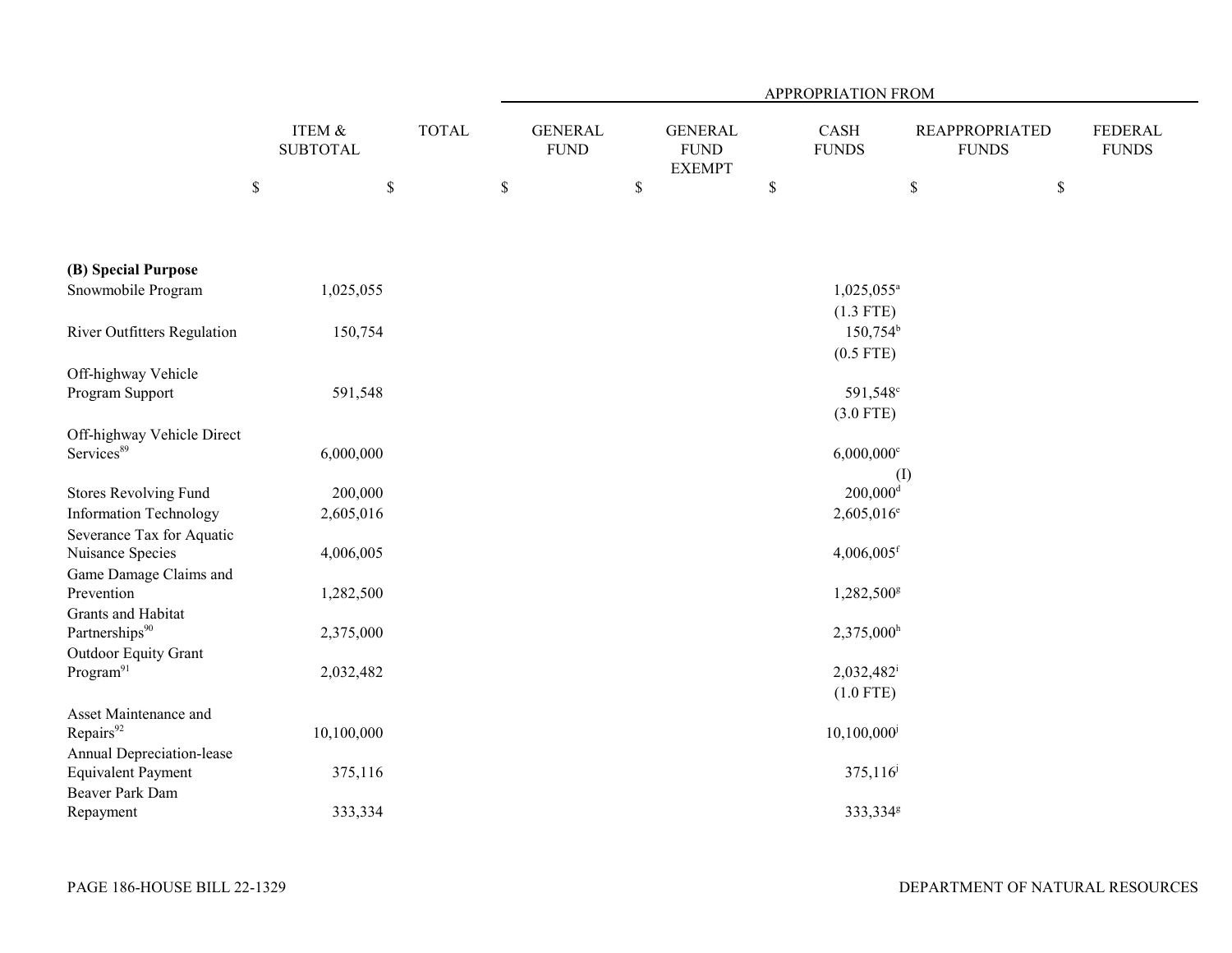| | ITEM & SUBTOTAL | TOTAL | APPROPRIATION FROM | | | | |
|---|---|---|---|---|---|---|---|
| | | | GENERAL FUND | GENERAL FUND EXEMPT | CASH FUNDS | REAPPROPRIATED FUNDS | FEDERAL FUNDS |
| | $ | $ | $ | $ | $ | $ | $ |
| **(B) Special Purpose** | | | | | | | |
| Snowmobile Program | 1,025,055 | | | | 1,025,055[a] (1.3 FTE) | | |
| River Outfitters Regulation | 150,754 | | | | 150,754[b] (0.5 FTE) | | |
| Off-highway Vehicle Program Support | 591,548 | | | | 591,548[c] (3.0 FTE) | | |
| Off-highway Vehicle Direct Services[89] | 6,000,000 | | | | 6,000,000[c] (I) | | |
| Stores Revolving Fund | 200,000 | | | | 200,000[d] | | |
| Information Technology | 2,605,016 | | | | 2,605,016[e] | | |
| Severance Tax for Aquatic Nuisance Species | 4,006,005 | | | | 4,006,005[f] | | |
| Game Damage Claims and Prevention | 1,282,500 | | | | 1,282,500[g] | | |
| Grants and Habitat Partnerships[90] | 2,375,000 | | | | 2,375,000[h] | | |
| Outdoor Equity Grant Program[91] | 2,032,482 | | | | 2,032,482[i] (1.0 FTE) | | |
| Asset Maintenance and Repairs[92] | 10,100,000 | | | | 10,100,000[j] | | |
| Annual Depreciation-lease Equivalent Payment | 375,116 | | | | 375,116[j] | | |
| Beaver Park Dam Repayment | 333,334 | | | | 333,334[g] | | |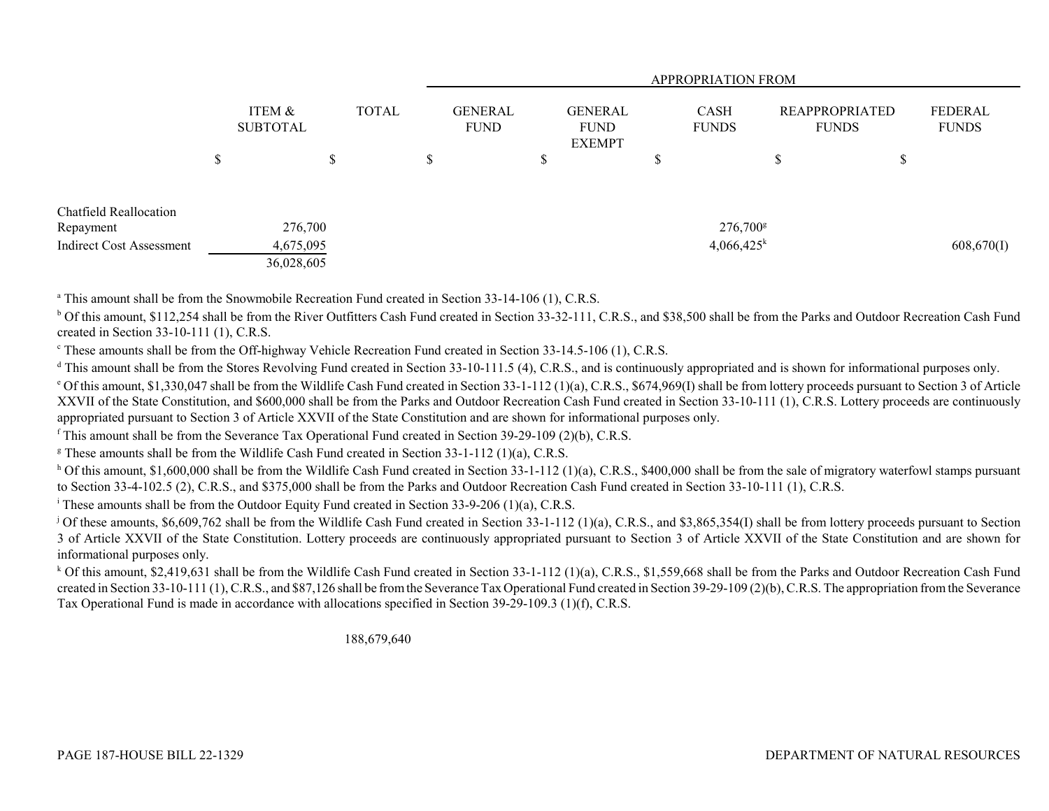| | ITEM & SUBTOTAL | TOTAL | APPROPRIATION FROM GENERAL FUND | GENERAL FUND EXEMPT | CASH FUNDS | REAPPROPRIATED FUNDS | FEDERAL FUNDS |
|---|---|---|---|---|---|---|---|
| | $ | $ | $ | $ | $ | $ | $ |
| Chatfield Reallocation Repayment | 276,700 | | | | 276,700[g] | | |
| Indirect Cost Assessment | 4,675,095 | | | | 4,066,425[k] | | 608,670(I) |
| | 36,028,605 | | | | | | |

[a] This amount shall be from the Snowmobile Recreation Fund created in Section 33-14-106 (1), C.R.S.

[b] Of this amount, $112,254 shall be from the River Outfitters Cash Fund created in Section 33-32-111, C.R.S., and $38,500 shall be from the Parks and Outdoor Recreation Cash Fund created in Section 33-10-111 (1), C.R.S.

[c] These amounts shall be from the Off-highway Vehicle Recreation Fund created in Section 33-14.5-106 (1), C.R.S.

[d] This amount shall be from the Stores Revolving Fund created in Section 33-10-111.5 (4), C.R.S., and is continuously appropriated and is shown for informational purposes only.

[e] Of this amount, $1,330,047 shall be from the Wildlife Cash Fund created in Section 33-1-112 (1)(a), C.R.S., $674,969(I) shall be from lottery proceeds pursuant to Section 3 of Article XXVII of the State Constitution, and $600,000 shall be from the Parks and Outdoor Recreation Cash Fund created in Section 33-10-111 (1), C.R.S. Lottery proceeds are continuously appropriated pursuant to Section 3 of Article XXVII of the State Constitution and are shown for informational purposes only.

[f] This amount shall be from the Severance Tax Operational Fund created in Section 39-29-109 (2)(b), C.R.S.

[g] These amounts shall be from the Wildlife Cash Fund created in Section 33-1-112 (1)(a), C.R.S.

[h] Of this amount, $1,600,000 shall be from the Wildlife Cash Fund created in Section 33-1-112 (1)(a), C.R.S., $400,000 shall be from the sale of migratory waterfowl stamps pursuant to Section 33-4-102.5 (2), C.R.S., and $375,000 shall be from the Parks and Outdoor Recreation Cash Fund created in Section 33-10-111 (1), C.R.S.

[i] These amounts shall be from the Outdoor Equity Fund created in Section 33-9-206 (1)(a), C.R.S.

[j] Of these amounts, $6,609,762 shall be from the Wildlife Cash Fund created in Section 33-1-112 (1)(a), C.R.S., and $3,865,354(I) shall be from lottery proceeds pursuant to Section 3 of Article XXVII of the State Constitution. Lottery proceeds are continuously appropriated pursuant to Section 3 of Article XXVII of the State Constitution and are shown for informational purposes only.

[k] Of this amount, $2,419,631 shall be from the Wildlife Cash Fund created in Section 33-1-112 (1)(a), C.R.S., $1,559,668 shall be from the Parks and Outdoor Recreation Cash Fund created in Section 33-10-111 (1), C.R.S., and $87,126 shall be from the Severance Tax Operational Fund created in Section 39-29-109 (2)(b), C.R.S. The appropriation from the Severance Tax Operational Fund is made in accordance with allocations specified in Section 39-29-109.3 (1)(f), C.R.S.

188,679,640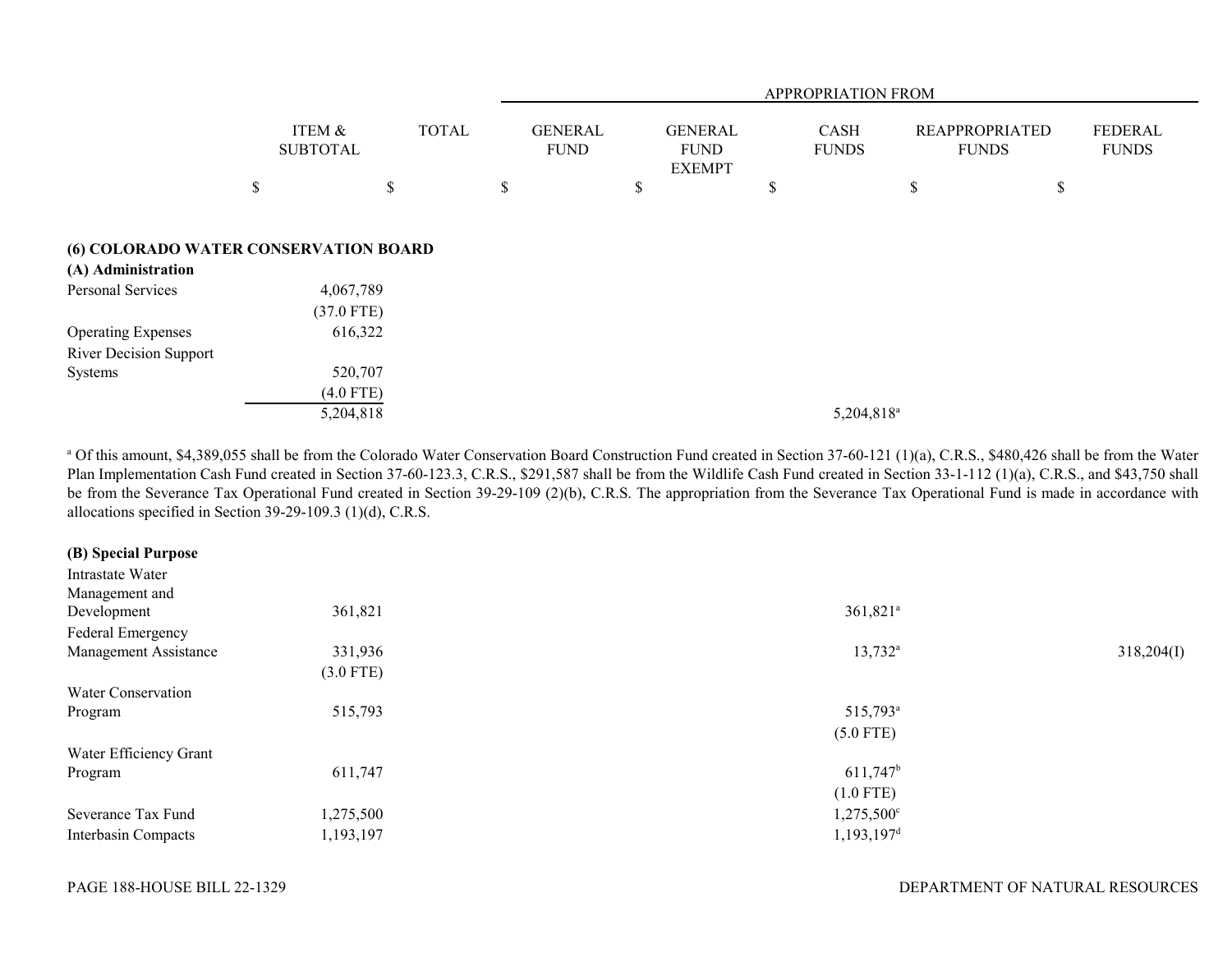| | ITEM & SUBTOTAL | TOTAL | GENERAL FUND | GENERAL FUND EXEMPT | CASH FUNDS | REAPPROPRIATED FUNDS | FEDERAL FUNDS |
|---|---|---|---|---|---|---|---|
| | | | APPROPRIATION FROM | | | | |
| | $ | $ | $ | $ | $ | $ | $ |
| **(6) COLORADO WATER CONSERVATION BOARD** | | | | | | | |
| **(A) Administration** | | | | | | | |
| Personal Services | 4,067,789 | | | | | | |
| | (37.0 FTE) | | | | | | |
| Operating Expenses | 616,322 | | | | | | |
| River Decision Support Systems | 520,707 | | | | | | |
| | (4.0 FTE) | | | | | | |
| | 5,204,818 | | | | 5,204,818[a] | | |

[a] Of this amount, $4,389,055 shall be from the Colorado Water Conservation Board Construction Fund created in Section 37-60-121 (1)(a), C.R.S., $480,426 shall be from the Water Plan Implementation Cash Fund created in Section 37-60-123.3, C.R.S., $291,587 shall be from the Wildlife Cash Fund created in Section 33-1-112 (1)(a), C.R.S., and $43,750 shall be from the Severance Tax Operational Fund created in Section 39-29-109 (2)(b), C.R.S. The appropriation from the Severance Tax Operational Fund is made in accordance with allocations specified in Section 39-29-109.3 (1)(d), C.R.S.

| | ITEM & SUBTOTAL | TOTAL | GENERAL FUND | GENERAL FUND EXEMPT | CASH FUNDS | REAPPROPRIATED FUNDS | FEDERAL FUNDS |
|---|---|---|---|---|---|---|---|
| **(B) Special Purpose** | | | | | | | |
| Intrastate Water Management and Development | 361,821 | | | | 361,821[a] | | |
| Federal Emergency Management Assistance | 331,936 | | | | 13,732[a] | | 318,204(I) |
| | (3.0 FTE) | | | | | | |
| Water Conservation Program | 515,793 | | | | 515,793[a] | | |
| | | | | | (5.0 FTE) | | |
| Water Efficiency Grant Program | 611,747 | | | | 611,747[b] | | |
| | | | | | (1.0 FTE) | | |
| Severance Tax Fund | 1,275,500 | | | | 1,275,500[c] | | |
| Interbasin Compacts | 1,193,197 | | | | 1,193,197[d] | | |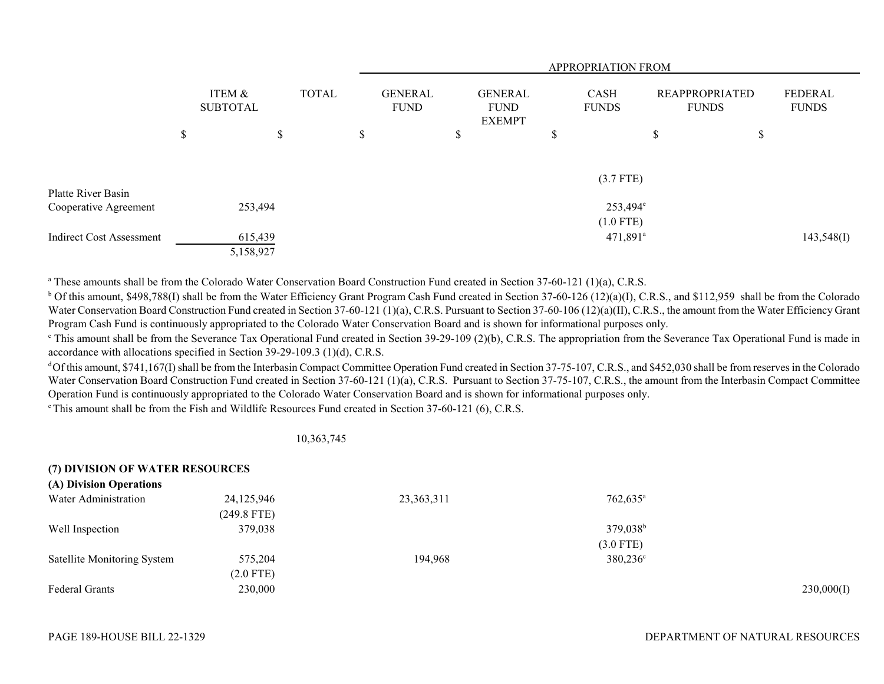| | ITEM & SUBTOTAL | TOTAL | GENERAL FUND | GENERAL FUND EXEMPT | CASH FUNDS | REAPPROPRIATED FUNDS | FEDERAL FUNDS |
|---|---|---|---|---|---|---|---|
| | | | APPROPRIATION FROM | | | | |
| | $ | $ | $ | $ | $ | $ | $ |
| | | | | | (3.7 FTE) | | |
| Platte River Basin Cooperative Agreement | 253,494 | | | | 253,494[e] | | |
| | | | | | (1.0 FTE) | | |
| Indirect Cost Assessment | 615,439 | | | | 471,891[a] | | 143,548(I) |
| | 5,158,927 | | | | | | |

[a] These amounts shall be from the Colorado Water Conservation Board Construction Fund created in Section 37-60-121 (1)(a), C.R.S.

[b] Of this amount, $498,788(I) shall be from the Water Efficiency Grant Program Cash Fund created in Section 37-60-126 (12)(a)(I), C.R.S., and $112,959 shall be from the Colorado Water Conservation Board Construction Fund created in Section 37-60-121 (1)(a), C.R.S. Pursuant to Section 37-60-106 (12)(a)(II), C.R.S., the amount from the Water Efficiency Grant Program Cash Fund is continuously appropriated to the Colorado Water Conservation Board and is shown for informational purposes only.

[c] This amount shall be from the Severance Tax Operational Fund created in Section 39-29-109 (2)(b), C.R.S. The appropriation from the Severance Tax Operational Fund is made in accordance with allocations specified in Section 39-29-109.3 (1)(d), C.R.S.

[d] Of this amount, $741,167(I) shall be from the Interbasin Compact Committee Operation Fund created in Section 37-75-107, C.R.S., and $452,030 shall be from reserves in the Colorado Water Conservation Board Construction Fund created in Section 37-60-121 (1)(a), C.R.S. Pursuant to Section 37-75-107, C.R.S., the amount from the Interbasin Compact Committee Operation Fund is continuously appropriated to the Colorado Water Conservation Board and is shown for informational purposes only.

[e] This amount shall be from the Fish and Wildlife Resources Fund created in Section 37-60-121 (6), C.R.S.

| | ITEM & SUBTOTAL | TOTAL | GENERAL FUND | GENERAL FUND EXEMPT | CASH FUNDS | REAPPROPRIATED FUNDS | FEDERAL FUNDS |
|---|---|---|---|---|---|---|---|
| | | 10,363,745 | | | | | |
| **(7) DIVISION OF WATER RESOURCES** | | | | | | | |
| **(A) Division Operations** | | | | | | | |
| Water Administration | 24,125,946 | | 23,363,311 | | 762,635[a] | | |
| | (249.8 FTE) | | | | | | |
| Well Inspection | 379,038 | | | | 379,038[b] | | |
| | | | | | (3.0 FTE) | | |
| Satellite Monitoring System | 575,204 | | 194,968 | | 380,236[c] | | |
| | (2.0 FTE) | | | | | | |
| Federal Grants | 230,000 | | | | | | 230,000(I) |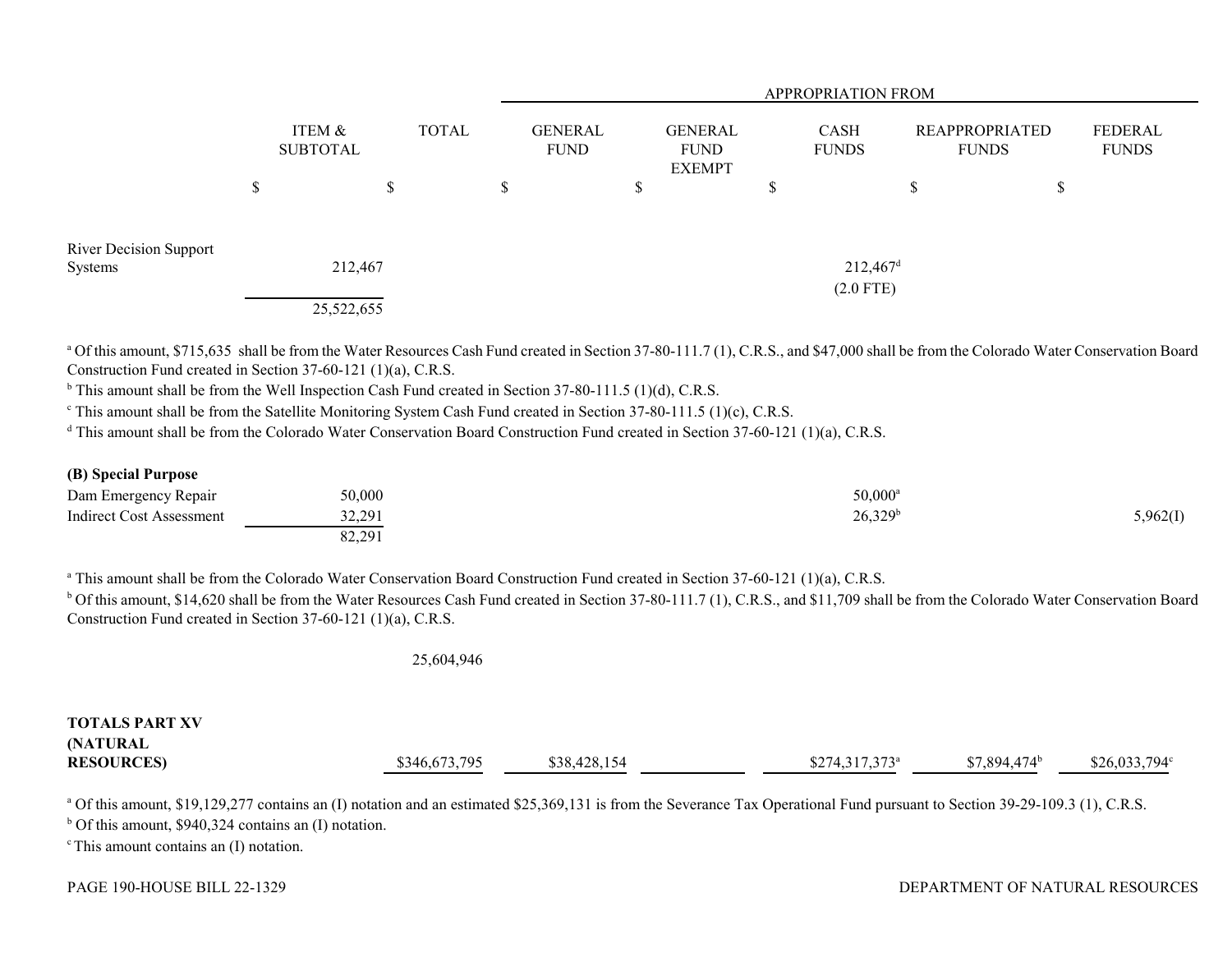| | ITEM & SUBTOTAL | TOTAL | APPROPRIATION FROM GENERAL FUND | GENERAL FUND EXEMPT | CASH FUNDS | REAPPROPRIATED FUNDS | FEDERAL FUNDS |
|---|---|---|---|---|---|---|---|
| | $ | $ | $ | $ | $ | $ | $ |
| River Decision Support Systems | 212,467 | | | | 212,467[d] (2.0 FTE) | | |
| | 25,522,655 | | | | | | |

[a] Of this amount, $715,635 shall be from the Water Resources Cash Fund created in Section 37-80-111.7 (1), C.R.S., and $47,000 shall be from the Colorado Water Conservation Board Construction Fund created in Section 37-60-121 (1)(a), C.R.S.
[b] This amount shall be from the Well Inspection Cash Fund created in Section 37-80-111.5 (1)(d), C.R.S.
[c] This amount shall be from the Satellite Monitoring System Cash Fund created in Section 37-80-111.5 (1)(c), C.R.S.
[d] This amount shall be from the Colorado Water Conservation Board Construction Fund created in Section 37-60-121 (1)(a), C.R.S.

| | ITEM & SUBTOTAL | TOTAL | GENERAL FUND | GENERAL FUND EXEMPT | CASH FUNDS | REAPPROPRIATED FUNDS | FEDERAL FUNDS |
|---|---|---|---|---|---|---|---|
| **(B) Special Purpose** | | | | | | | |
| Dam Emergency Repair | 50,000 | | | | 50,000[a] | | |
| Indirect Cost Assessment | 32,291 | | | | 26,329[b] | | 5,962(I) |
| | 82,291 | | | | | | |

[a] This amount shall be from the Colorado Water Conservation Board Construction Fund created in Section 37-60-121 (1)(a), C.R.S.
[b] Of this amount, $14,620 shall be from the Water Resources Cash Fund created in Section 37-80-111.7 (1), C.R.S., and $11,709 shall be from the Colorado Water Conservation Board Construction Fund created in Section 37-60-121 (1)(a), C.R.S.

| | ITEM & SUBTOTAL | TOTAL | GENERAL FUND | GENERAL FUND EXEMPT | CASH FUNDS | REAPPROPRIATED FUNDS | FEDERAL FUNDS |
|---|---|---|---|---|---|---|---|
| | | 25,604,946 | | | | | |
| **TOTALS PART XV (NATURAL RESOURCES)** | | $346,673,795 | $38,428,154 | | $274,317,373[a] | $7,894,474[b] | $26,033,794[c] |

[a] Of this amount, $19,129,277 contains an (I) notation and an estimated $25,369,131 is from the Severance Tax Operational Fund pursuant to Section 39-29-109.3 (1), C.R.S.
[b] Of this amount, $940,324 contains an (I) notation.
[c] This amount contains an (I) notation.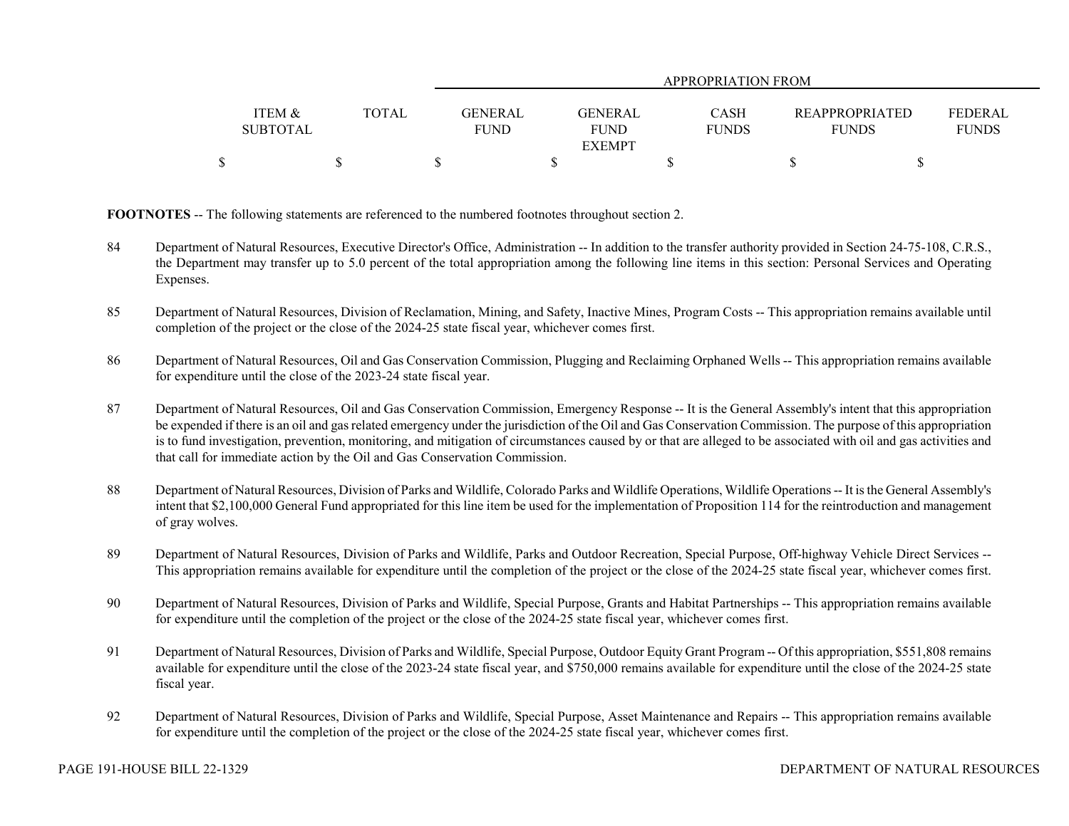| ITEM & SUBTOTAL | TOTAL | GENERAL FUND | GENERAL FUND EXEMPT | CASH FUNDS | REAPPROPRIATED FUNDS | FEDERAL FUNDS |
|---|---|---|---|---|---|---|
| | | APPROPRIATION FROM | | | | |
| $ | $ | $ | $ | $ | $ | $ |

**FOOTNOTES** -- The following statements are referenced to the numbered footnotes throughout section 2.

84 Department of Natural Resources, Executive Director's Office, Administration -- In addition to the transfer authority provided in Section 24-75-108, C.R.S., the Department may transfer up to 5.0 percent of the total appropriation among the following line items in this section: Personal Services and Operating Expenses.

85 Department of Natural Resources, Division of Reclamation, Mining, and Safety, Inactive Mines, Program Costs -- This appropriation remains available until completion of the project or the close of the 2024-25 state fiscal year, whichever comes first.

86 Department of Natural Resources, Oil and Gas Conservation Commission, Plugging and Reclaiming Orphaned Wells -- This appropriation remains available for expenditure until the close of the 2023-24 state fiscal year.

87 Department of Natural Resources, Oil and Gas Conservation Commission, Emergency Response -- It is the General Assembly's intent that this appropriation be expended if there is an oil and gas related emergency under the jurisdiction of the Oil and Gas Conservation Commission. The purpose of this appropriation is to fund investigation, prevention, monitoring, and mitigation of circumstances caused by or that are alleged to be associated with oil and gas activities and that call for immediate action by the Oil and Gas Conservation Commission.

88 Department of Natural Resources, Division of Parks and Wildlife, Colorado Parks and Wildlife Operations, Wildlife Operations -- It is the General Assembly's intent that $2,100,000 General Fund appropriated for this line item be used for the implementation of Proposition 114 for the reintroduction and management of gray wolves.

89 Department of Natural Resources, Division of Parks and Wildlife, Parks and Outdoor Recreation, Special Purpose, Off-highway Vehicle Direct Services -- This appropriation remains available for expenditure until the completion of the project or the close of the 2024-25 state fiscal year, whichever comes first.

90 Department of Natural Resources, Division of Parks and Wildlife, Special Purpose, Grants and Habitat Partnerships -- This appropriation remains available for expenditure until the completion of the project or the close of the 2024-25 state fiscal year, whichever comes first.

91 Department of Natural Resources, Division of Parks and Wildlife, Special Purpose, Outdoor Equity Grant Program -- Of this appropriation, $551,808 remains available for expenditure until the close of the 2023-24 state fiscal year, and $750,000 remains available for expenditure until the close of the 2024-25 state fiscal year.

92 Department of Natural Resources, Division of Parks and Wildlife, Special Purpose, Asset Maintenance and Repairs -- This appropriation remains available for expenditure until the completion of the project or the close of the 2024-25 state fiscal year, whichever comes first.